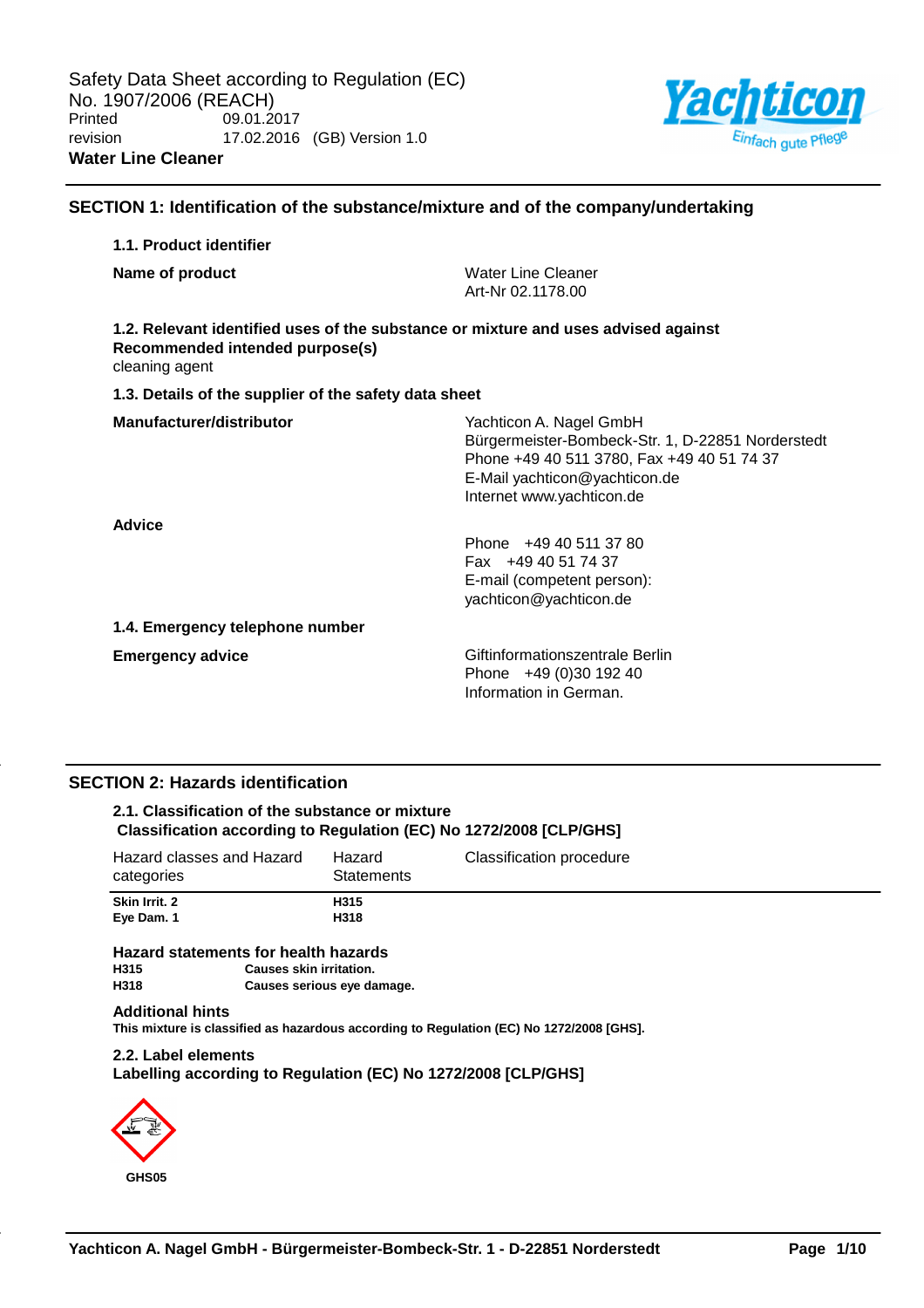Safety Data Sheet according to Regulation (EC) No. 1907/2006 (REACH)

Printed 09.01.2017

revision 17.02.2016 (GB) Version 1.0

**Water Line Cleaner**

## SECTION 1: Identification of the substance/mixture and of the company/undertaking

### 1.1. Product identifier

**Name of product**

Water Line Cleaner
Art-Nr 02.1178.00

### 1.2. Relevant identified uses of the substance or mixture and uses advised against

**Recommended intended purpose(s)**

cleaning agent

### 1.3. Details of the supplier of the safety data sheet

**Manufacturer/distributor**

Yachticon A. Nagel GmbH
Bürgermeister-Bombeck-Str. 1, D-22851 Norderstedt
Phone +49 40 511 3780, Fax +49 40 51 74 37
E-Mail yachticon@yachticon.de
Internet www.yachticon.de

**Advice**

Phone +49 40 511 37 80
Fax +49 40 51 74 37
E-mail (competent person):
yachticon@yachticon.de

### 1.4. Emergency telephone number

**Emergency advice**

Giftinformationszentrale Berlin
Phone +49 (0)30 192 40
Information in German.

## SECTION 2: Hazards identification

### 2.1. Classification of the substance or mixture

**Classification according to Regulation (EC) No 1272/2008 [CLP/GHS]**

| Hazard classes and Hazard categories | Hazard Statements | Classification procedure |
|---|---|---|
| **Skin Irrit. 2** | **H315** | |
| **Eye Dam. 1** | **H318** | |

**Hazard statements for health hazards**

| | |
|---|---|
| **H315** | **Causes skin irritation.** |
| **H318** | **Causes serious eye damage.** |

**Additional hints**

**This mixture is classified as hazardous according to Regulation (EC) No 1272/2008 [GHS].**

### 2.2. Label elements

**Labelling according to Regulation (EC) No 1272/2008 [CLP/GHS]**

**GHS05**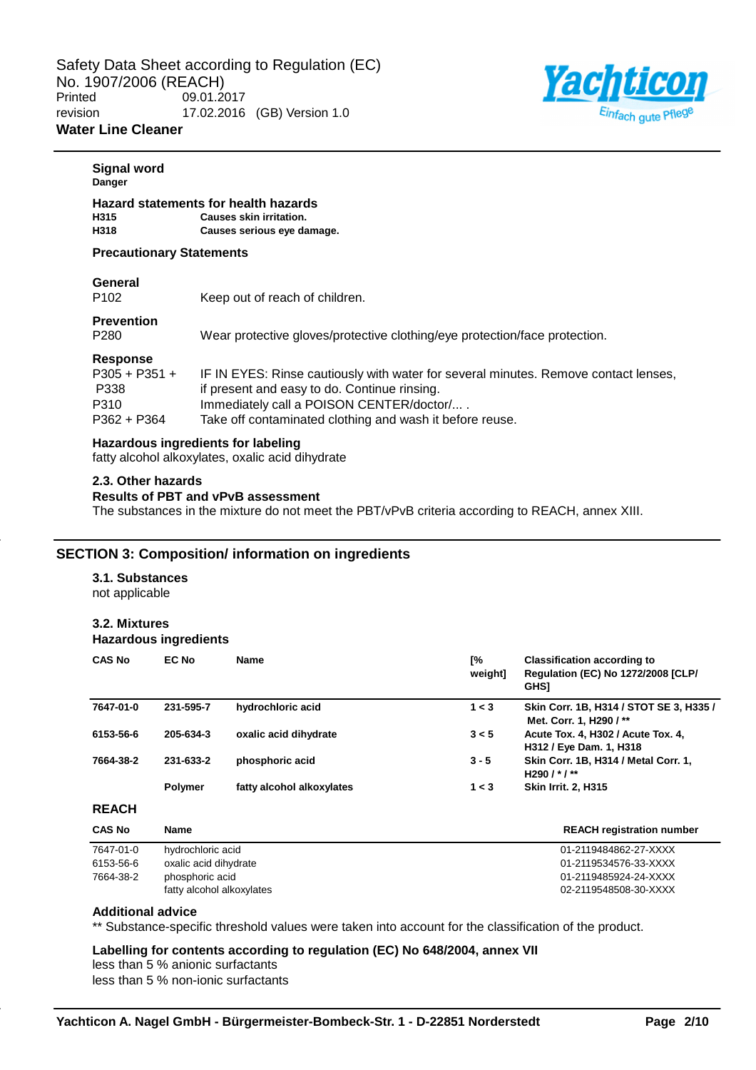**Signal word**
**Danger**

**Hazard statements for health hazards**

| | |
|---|---|
| **H315** | **Causes skin irritation.** |
| **H318** | **Causes serious eye damage.** |

**Precautionary Statements**

**General**

| | |
|---|---|
| P102 | Keep out of reach of children. |

**Prevention**

| | |
|---|---|
| P280 | Wear protective gloves/protective clothing/eye protection/face protection. |

**Response**

| | |
|---|---|
| P305 + P351 + P338 | IF IN EYES: Rinse cautiously with water for several minutes. Remove contact lenses, if present and easy to do. Continue rinsing. |
| P310 | Immediately call a POISON CENTER/doctor/... . |
| P362 + P364 | Take off contaminated clothing and wash it before reuse. |

**Hazardous ingredients for labeling**
fatty alcohol alkoxylates, oxalic acid dihydrate

### 2.3. Other hazards

**Results of PBT and vPvB assessment**
The substances in the mixture do not meet the PBT/vPvB criteria according to REACH, annex XIII.

## SECTION 3: Composition/ information on ingredients

### 3.1. Substances

not applicable

### 3.2. Mixtures

**Hazardous ingredients**

| CAS No | EC No | Name | [% weight] | Classification according to Regulation (EC) No 1272/2008 [CLP/ GHS] |
|---|---|---|---|---|
| **7647-01-0** | **231-595-7** | **hydrochloric acid** | **1 < 3** | **Skin Corr. 1B, H314 / STOT SE 3, H335 / Met. Corr. 1, H290 / \*\*** |
| **6153-56-6** | **205-634-3** | **oxalic acid dihydrate** | **3 < 5** | **Acute Tox. 4, H302 / Acute Tox. 4, H312 / Eye Dam. 1, H318** |
| **7664-38-2** | **231-633-2** | **phosphoric acid** | **3 - 5** | **Skin Corr. 1B, H314 / Metal Corr. 1, H290 / \* / \*\*** |
| | **Polymer** | **fatty alcohol alkoxylates** | **1 < 3** | **Skin Irrit. 2, H315** |

**REACH**

| CAS No | Name | REACH registration number |
|---|---|---|
| 7647-01-0 | hydrochloric acid | 01-2119484862-27-XXXX |
| 6153-56-6 | oxalic acid dihydrate | 01-2119534576-33-XXXX |
| 7664-38-2 | phosphoric acid | 01-2119485924-24-XXXX |
| | fatty alcohol alkoxylates | 02-2119548508-30-XXXX |

**Additional advice**
** Substance-specific threshold values were taken into account for the classification of the product.

**Labelling for contents according to regulation (EC) No 648/2004, annex VII**
less than 5 % anionic surfactants
less than 5 % non-ionic surfactants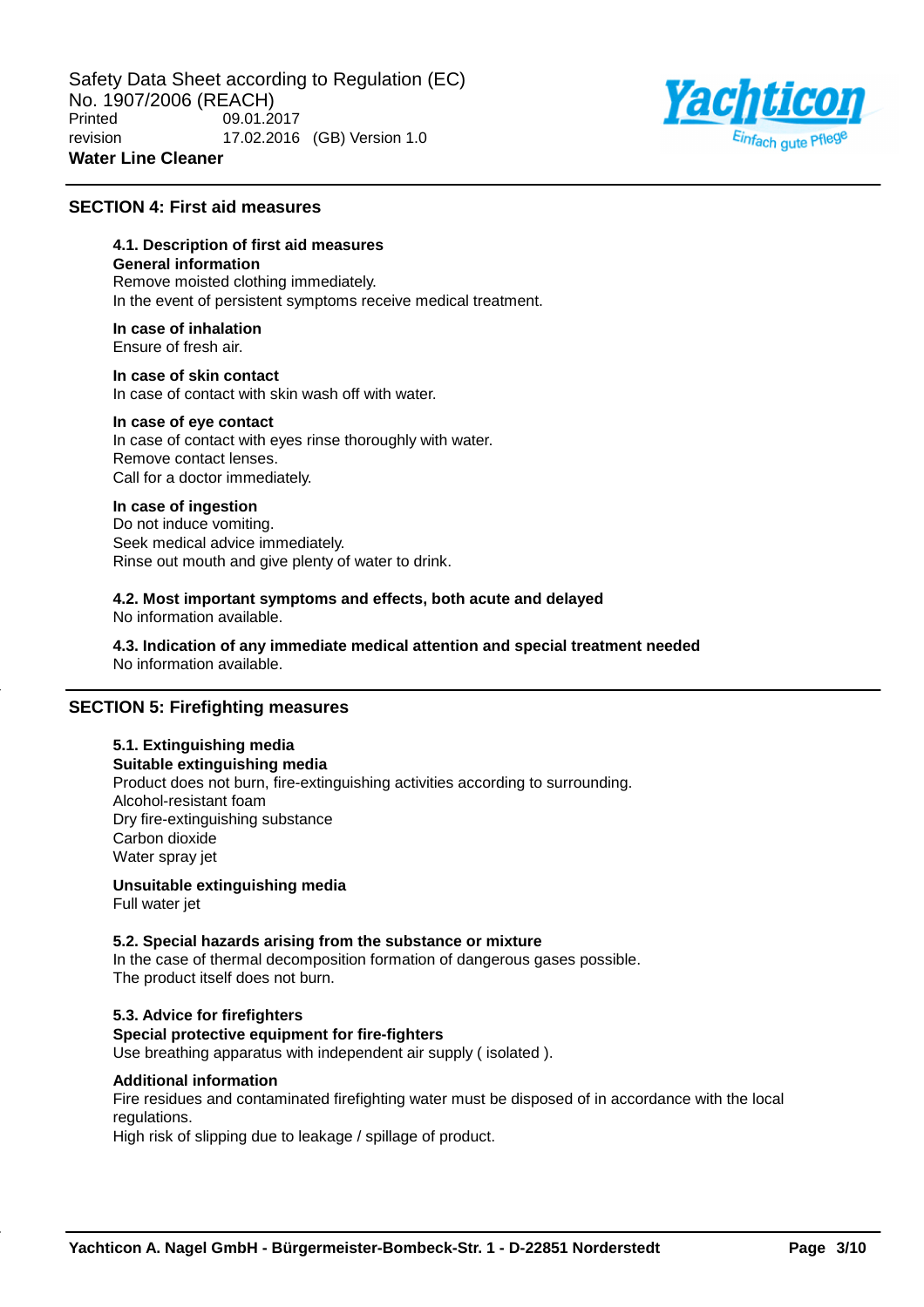## SECTION 4: First aid measures

### 4.1. Description of first aid measures

**General information**

Remove moisted clothing immediately.
In the event of persistent symptoms receive medical treatment.

**In case of inhalation**

Ensure of fresh air.

**In case of skin contact**

In case of contact with skin wash off with water.

**In case of eye contact**

In case of contact with eyes rinse thoroughly with water.
Remove contact lenses.
Call for a doctor immediately.

**In case of ingestion**

Do not induce vomiting.
Seek medical advice immediately.
Rinse out mouth and give plenty of water to drink.

### 4.2. Most important symptoms and effects, both acute and delayed

No information available.

### 4.3. Indication of any immediate medical attention and special treatment needed

No information available.

## SECTION 5: Firefighting measures

### 5.1. Extinguishing media

**Suitable extinguishing media**

Product does not burn, fire-extinguishing activities according to surrounding.
Alcohol-resistant foam
Dry fire-extinguishing substance
Carbon dioxide
Water spray jet

**Unsuitable extinguishing media**

Full water jet

### 5.2. Special hazards arising from the substance or mixture

In the case of thermal decomposition formation of dangerous gases possible.
The product itself does not burn.

### 5.3. Advice for firefighters

**Special protective equipment for fire-fighters**

Use breathing apparatus with independent air supply ( isolated ).

**Additional information**

Fire residues and contaminated firefighting water must be disposed of in accordance with the local regulations.
High risk of slipping due to leakage / spillage of product.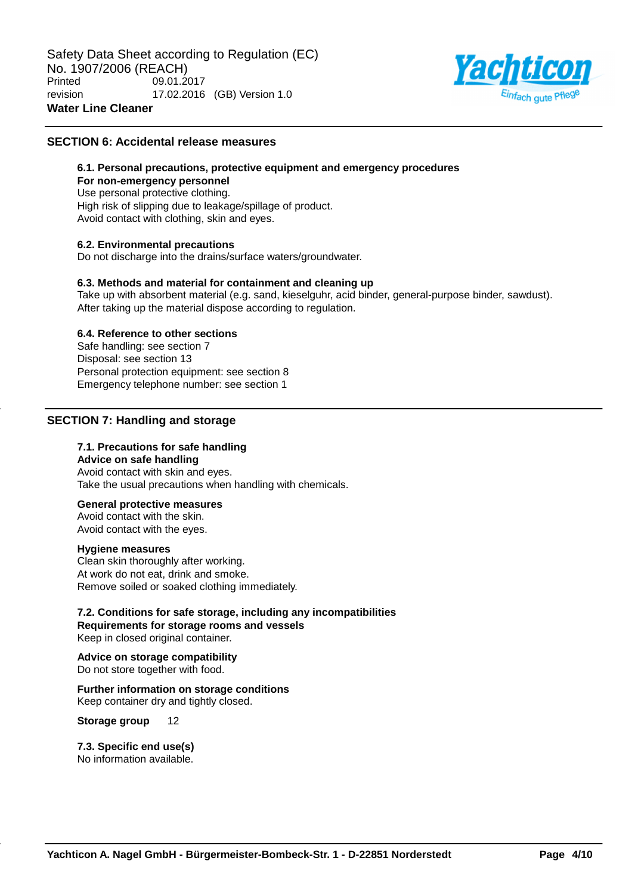## SECTION 6: Accidental release measures

### 6.1. Personal precautions, protective equipment and emergency procedures

**For non-emergency personnel**

Use personal protective clothing.
High risk of slipping due to leakage/spillage of product.
Avoid contact with clothing, skin and eyes.

### 6.2. Environmental precautions

Do not discharge into the drains/surface waters/groundwater.

### 6.3. Methods and material for containment and cleaning up

Take up with absorbent material (e.g. sand, kieselguhr, acid binder, general-purpose binder, sawdust).
After taking up the material dispose according to regulation.

### 6.4. Reference to other sections

Safe handling: see section 7
Disposal: see section 13
Personal protection equipment: see section 8
Emergency telephone number: see section 1

## SECTION 7: Handling and storage

### 7.1. Precautions for safe handling

**Advice on safe handling**

Avoid contact with skin and eyes.
Take the usual precautions when handling with chemicals.

**General protective measures**

Avoid contact with the skin.
Avoid contact with the eyes.

**Hygiene measures**

Clean skin thoroughly after working.
At work do not eat, drink and smoke.
Remove soiled or soaked clothing immediately.

### 7.2. Conditions for safe storage, including any incompatibilities

**Requirements for storage rooms and vessels**

Keep in closed original container.

**Advice on storage compatibility**

Do not store together with food.

**Further information on storage conditions**

Keep container dry and tightly closed.

**Storage group** 12

### 7.3. Specific end use(s)

No information available.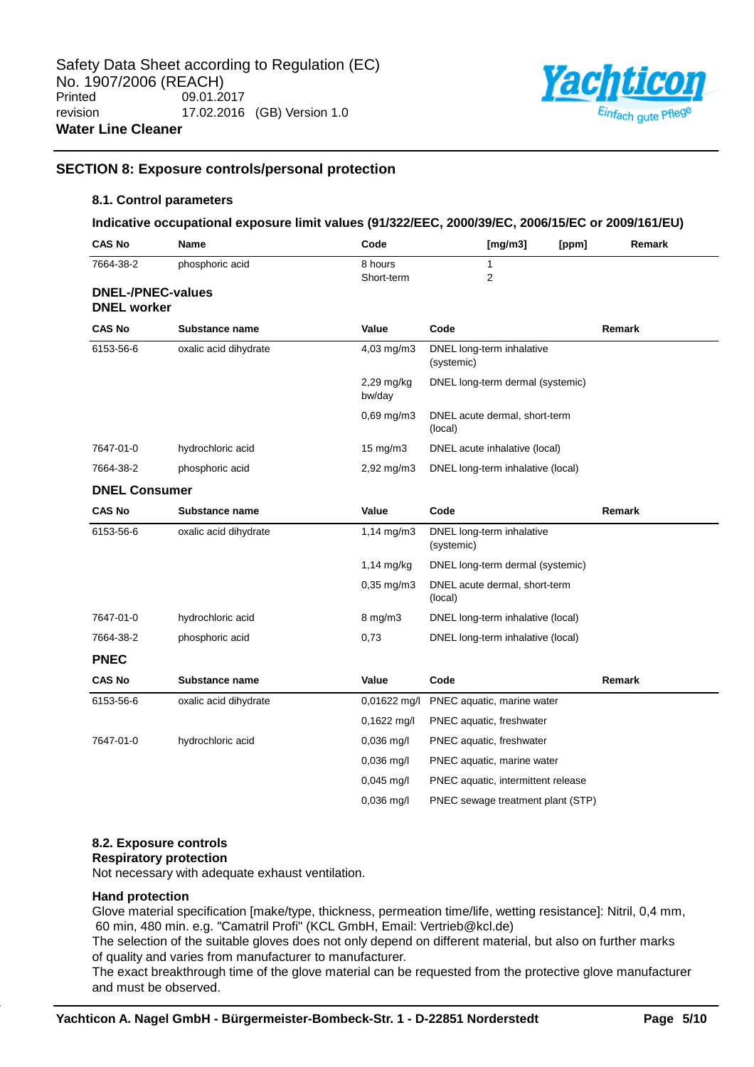## SECTION 8: Exposure controls/personal protection

### 8.1. Control parameters

**Indicative occupational exposure limit values (91/322/EEC, 2000/39/EC, 2006/15/EC or 2009/161/EU)**

| CAS No | Name | Code | [mg/m3] | [ppm] | Remark |
|---|---|---|---|---|---|
| 7664-38-2 | phosphoric acid | 8 hours | 1 | | |
| | | Short-term | 2 | | |

**DNEL-/PNEC-values**

**DNEL worker**

| CAS No | Substance name | Value | Code | Remark |
|---|---|---|---|---|
| 6153-56-6 | oxalic acid dihydrate | 4,03 mg/m3 | DNEL long-term inhalative (systemic) | |
| | | 2,29 mg/kg bw/day | DNEL long-term dermal (systemic) | |
| | | 0,69 mg/m3 | DNEL acute dermal, short-term (local) | |
| 7647-01-0 | hydrochloric acid | 15 mg/m3 | DNEL acute inhalative (local) | |
| 7664-38-2 | phosphoric acid | 2,92 mg/m3 | DNEL long-term inhalative (local) | |

**DNEL Consumer**

| CAS No | Substance name | Value | Code | Remark |
|---|---|---|---|---|
| 6153-56-6 | oxalic acid dihydrate | 1,14 mg/m3 | DNEL long-term inhalative (systemic) | |
| | | 1,14 mg/kg | DNEL long-term dermal (systemic) | |
| | | 0,35 mg/m3 | DNEL acute dermal, short-term (local) | |
| 7647-01-0 | hydrochloric acid | 8 mg/m3 | DNEL long-term inhalative (local) | |
| 7664-38-2 | phosphoric acid | 0,73 | DNEL long-term inhalative (local) | |

**PNEC**

| CAS No | Substance name | Value | Code | Remark |
|---|---|---|---|---|
| 6153-56-6 | oxalic acid dihydrate | 0,01622 mg/l | PNEC aquatic, marine water | |
| | | 0,1622 mg/l | PNEC aquatic, freshwater | |
| 7647-01-0 | hydrochloric acid | 0,036 mg/l | PNEC aquatic, freshwater | |
| | | 0,036 mg/l | PNEC aquatic, marine water | |
| | | 0,045 mg/l | PNEC aquatic, intermittent release | |
| | | 0,036 mg/l | PNEC sewage treatment plant (STP) | |

### 8.2. Exposure controls

**Respiratory protection**

Not necessary with adequate exhaust ventilation.

**Hand protection**

Glove material specification [make/type, thickness, permeation time/life, wetting resistance]: Nitril, 0,4 mm, 60 min, 480 min. e.g. "Camatril Profi" (KCL GmbH, Email: Vertrieb@kcl.de)

The selection of the suitable gloves does not only depend on different material, but also on further marks of quality and varies from manufacturer to manufacturer.

The exact breakthrough time of the glove material can be requested from the protective glove manufacturer and must be observed.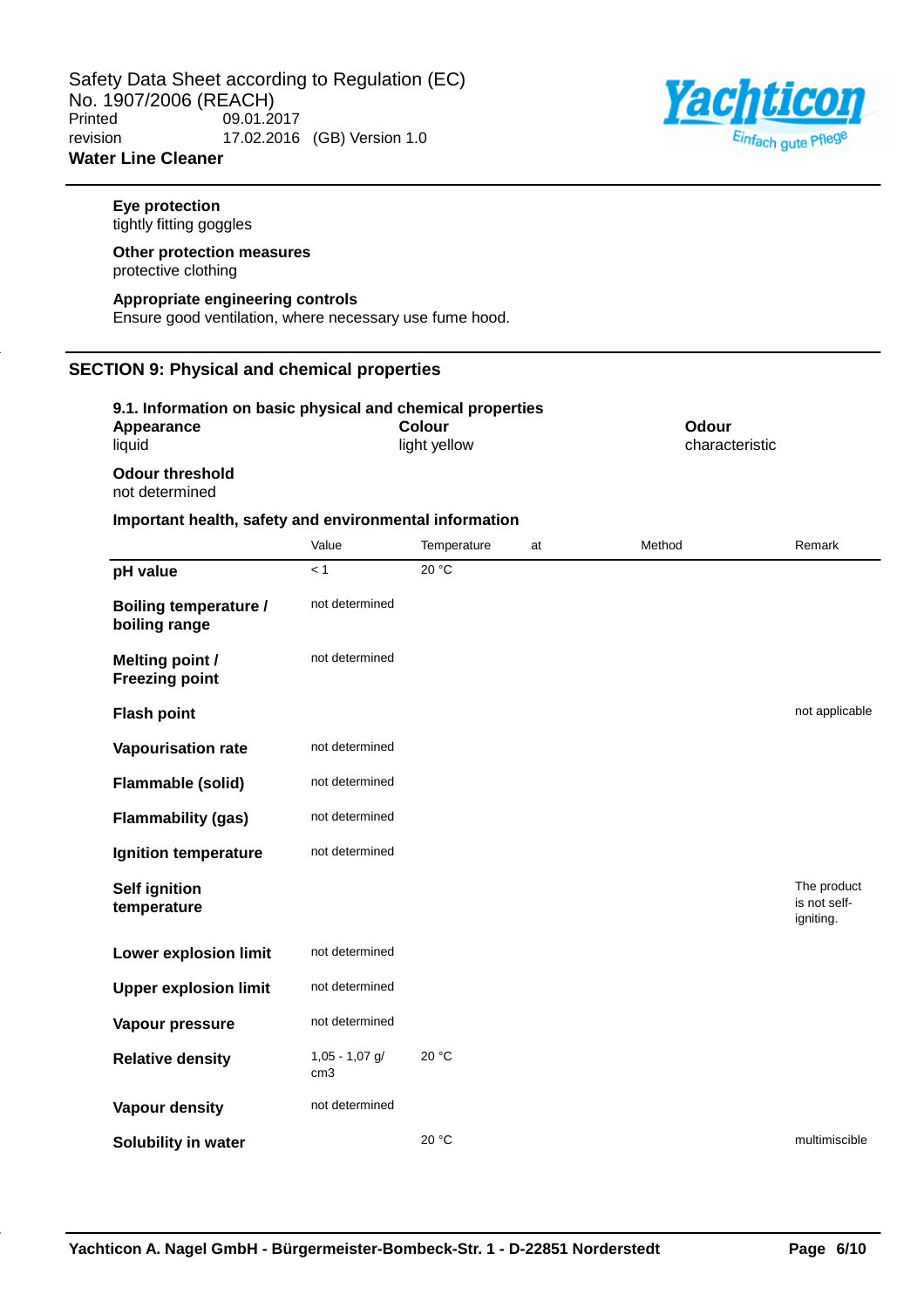**Eye protection**
tightly fitting goggles

**Other protection measures**
protective clothing

**Appropriate engineering controls**
Ensure good ventilation, where necessary use fume hood.

## SECTION 9: Physical and chemical properties

**9.1. Information on basic physical and chemical properties**

| **Appearance** | **Colour** | **Odour** |
|---|---|---|
| liquid | light yellow | characteristic |

**Odour threshold**
not determined

**Important health, safety and environmental information**

| | Value | Temperature | at | Method | Remark |
|---|---|---|---|---|---|
| **pH value** | < 1 | 20 °C | | | |
| **Boiling temperature / boiling range** | not determined | | | | |
| **Melting point / Freezing point** | not determined | | | | |
| **Flash point** | | | | | not applicable |
| **Vapourisation rate** | not determined | | | | |
| **Flammable (solid)** | not determined | | | | |
| **Flammability (gas)** | not determined | | | | |
| **Ignition temperature** | not determined | | | | |
| **Self ignition temperature** | | | | | The product is not self-igniting. |
| **Lower explosion limit** | not determined | | | | |
| **Upper explosion limit** | not determined | | | | |
| **Vapour pressure** | not determined | | | | |
| **Relative density** | 1,05 - 1,07 g/ cm3 | 20 °C | | | |
| **Vapour density** | not determined | | | | |
| **Solubility in water** | | 20 °C | | | multimiscible |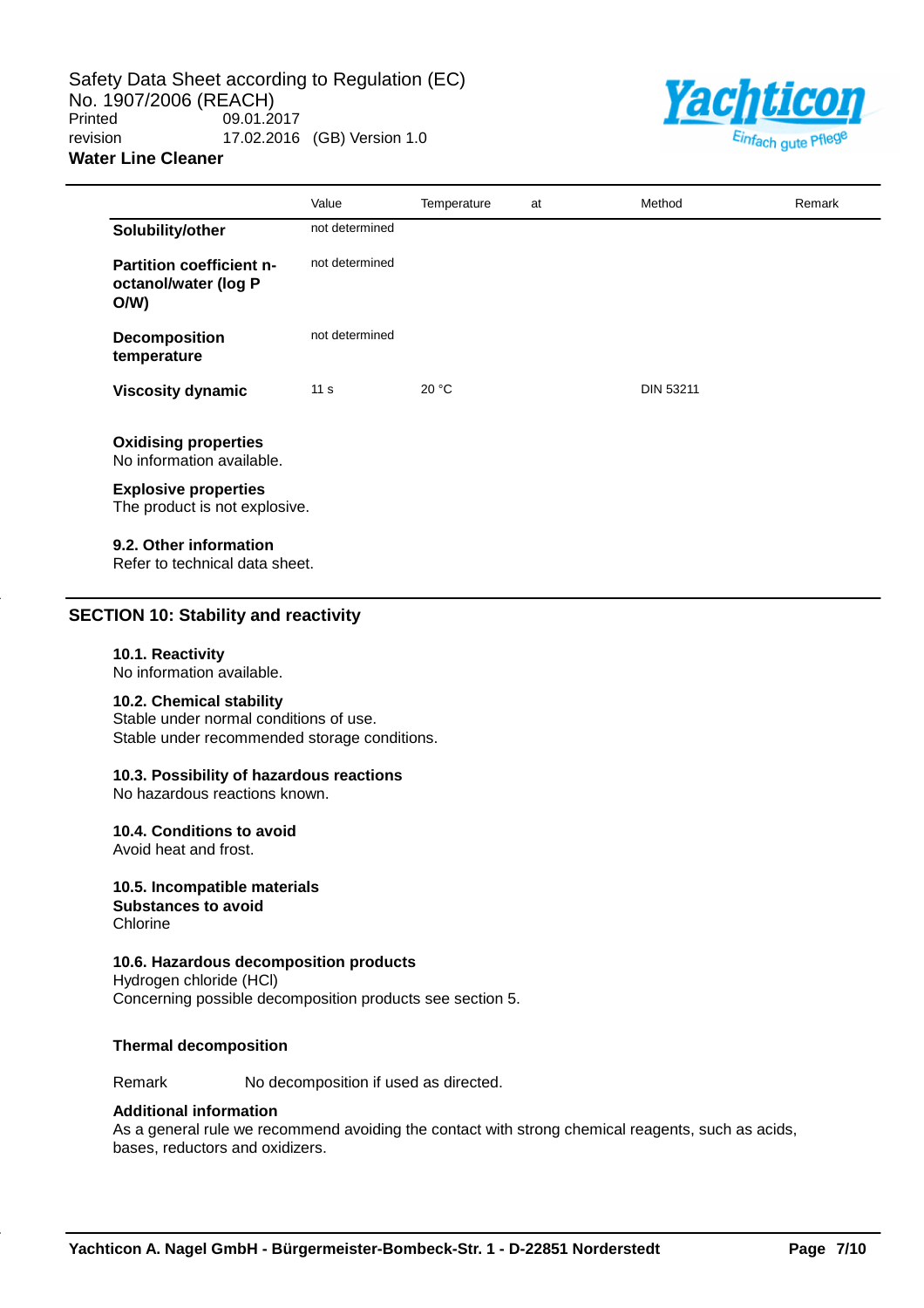| | Value | Temperature | at | Method | Remark |
|---|---|---|---|---|---|
| **Solubility/other** | not determined | | | | |
| **Partition coefficient n-octanol/water (log P O/W)** | not determined | | | | |
| **Decomposition temperature** | not determined | | | | |
| **Viscosity dynamic** | 11 s | 20 °C | | DIN 53211 | |

**Oxidising properties**
No information available.

**Explosive properties**
The product is not explosive.

**9.2. Other information**
Refer to technical data sheet.

## SECTION 10: Stability and reactivity

**10.1. Reactivity**
No information available.

**10.2. Chemical stability**
Stable under normal conditions of use.
Stable under recommended storage conditions.

**10.3. Possibility of hazardous reactions**
No hazardous reactions known.

**10.4. Conditions to avoid**
Avoid heat and frost.

**10.5. Incompatible materials**
**Substances to avoid**
Chlorine

**10.6. Hazardous decomposition products**
Hydrogen chloride (HCl)
Concerning possible decomposition products see section 5.

**Thermal decomposition**

Remark No decomposition if used as directed.

**Additional information**
As a general rule we recommend avoiding the contact with strong chemical reagents, such as acids, bases, reductors and oxidizers.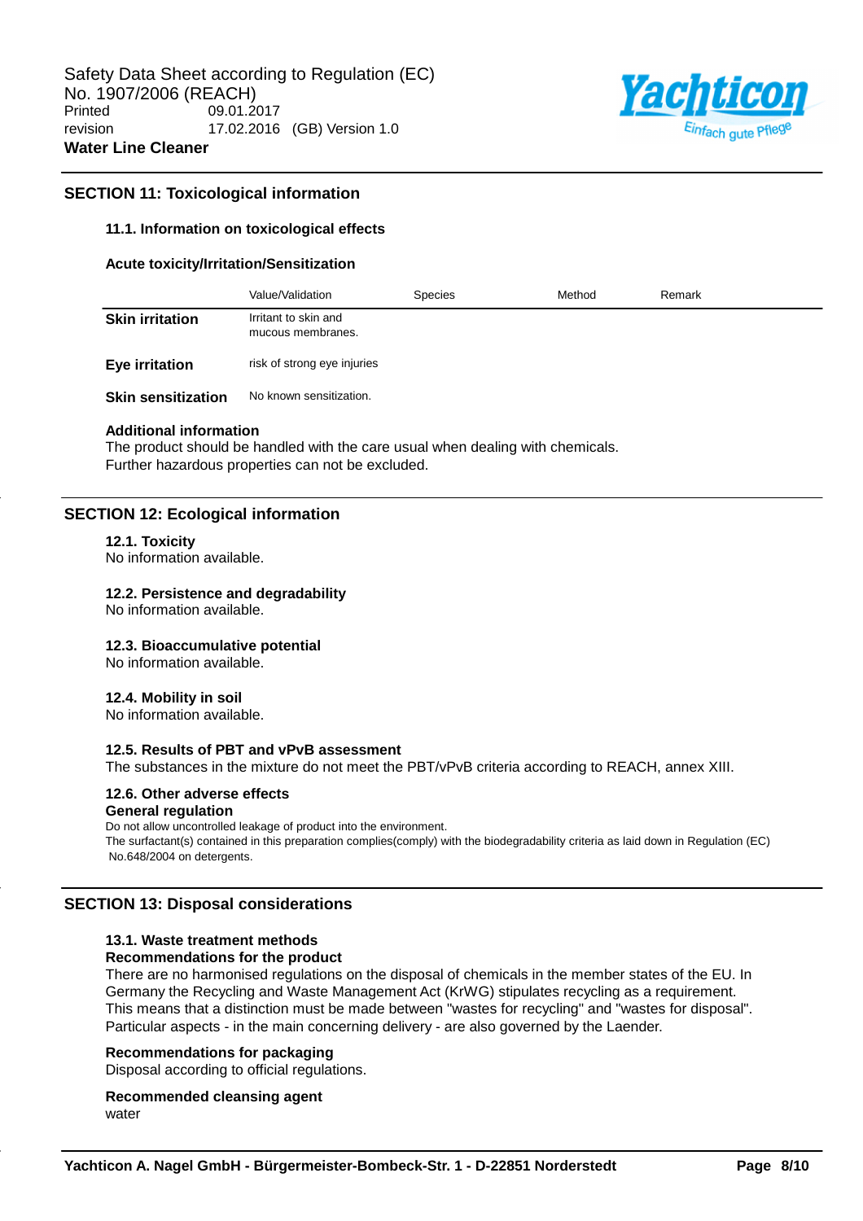## SECTION 11: Toxicological information

### 11.1. Information on toxicological effects

**Acute toxicity/Irritation/Sensitization**

| | Value/Validation | Species | Method | Remark |
|---|---|---|---|---|
| **Skin irritation** | Irritant to skin and mucous membranes. | | | |
| **Eye irritation** | risk of strong eye injuries | | | |
| **Skin sensitization** | No known sensitization. | | | |

**Additional information**
The product should be handled with the care usual when dealing with chemicals.
Further hazardous properties can not be excluded.

## SECTION 12: Ecological information

**12.1. Toxicity**
No information available.

**12.2. Persistence and degradability**
No information available.

**12.3. Bioaccumulative potential**
No information available.

**12.4. Mobility in soil**
No information available.

**12.5. Results of PBT and vPvB assessment**
The substances in the mixture do not meet the PBT/vPvB criteria according to REACH, annex XIII.

**12.6. Other adverse effects**
**General regulation**
Do not allow uncontrolled leakage of product into the environment.
The surfactant(s) contained in this preparation complies(comply) with the biodegradability criteria as laid down in Regulation (EC) No.648/2004 on detergents.

## SECTION 13: Disposal considerations

**13.1. Waste treatment methods**
**Recommendations for the product**
There are no harmonised regulations on the disposal of chemicals in the member states of the EU. In Germany the Recycling and Waste Management Act (KrWG) stipulates recycling as a requirement. This means that a distinction must be made between "wastes for recycling" and "wastes for disposal". Particular aspects - in the main concerning delivery - are also governed by the Laender.

**Recommendations for packaging**
Disposal according to official regulations.

**Recommended cleansing agent**
water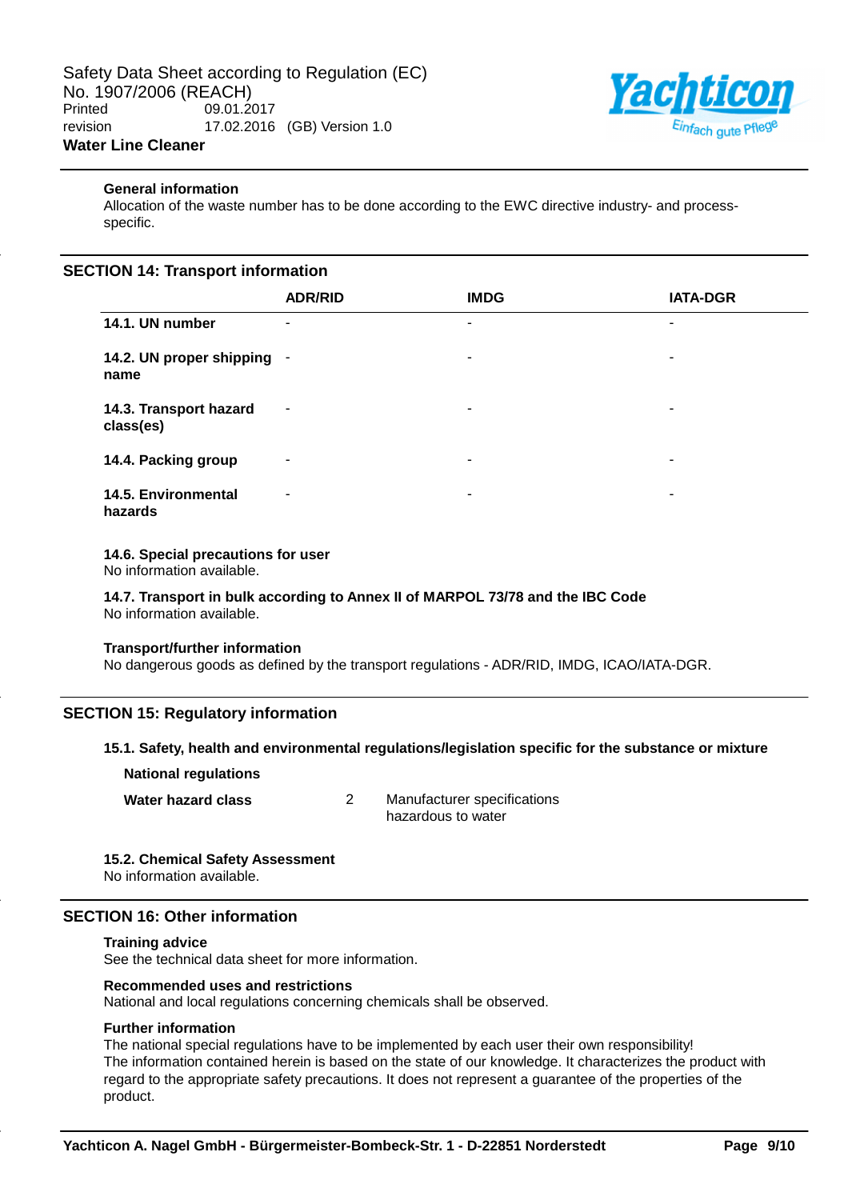**General information**

Allocation of the waste number has to be done according to the EWC directive industry- and process-specific.

## SECTION 14: Transport information

| | ADR/RID | IMDG | IATA-DGR |
|---|---|---|---|
| **14.1. UN number** | - | - | - |
| **14.2. UN proper shipping name** | - | - | - |
| **14.3. Transport hazard class(es)** | - | - | - |
| **14.4. Packing group** | - | - | - |
| **14.5. Environmental hazards** | - | - | - |

**14.6. Special precautions for user**

No information available.

**14.7. Transport in bulk according to Annex II of MARPOL 73/78 and the IBC Code**

No information available.

**Transport/further information**

No dangerous goods as defined by the transport regulations - ADR/RID, IMDG, ICAO/IATA-DGR.

## SECTION 15: Regulatory information

**15.1. Safety, health and environmental regulations/legislation specific for the substance or mixture**

**National regulations**

| | | |
|---|---|---|
| **Water hazard class** | 2 | Manufacturer specifications hazardous to water |

**15.2. Chemical Safety Assessment**

No information available.

## SECTION 16: Other information

**Training advice**

See the technical data sheet for more information.

**Recommended uses and restrictions**

National and local regulations concerning chemicals shall be observed.

**Further information**

The national special regulations have to be implemented by each user their own responsibility!
The information contained herein is based on the state of our knowledge. It characterizes the product with regard to the appropriate safety precautions. It does not represent a guarantee of the properties of the product.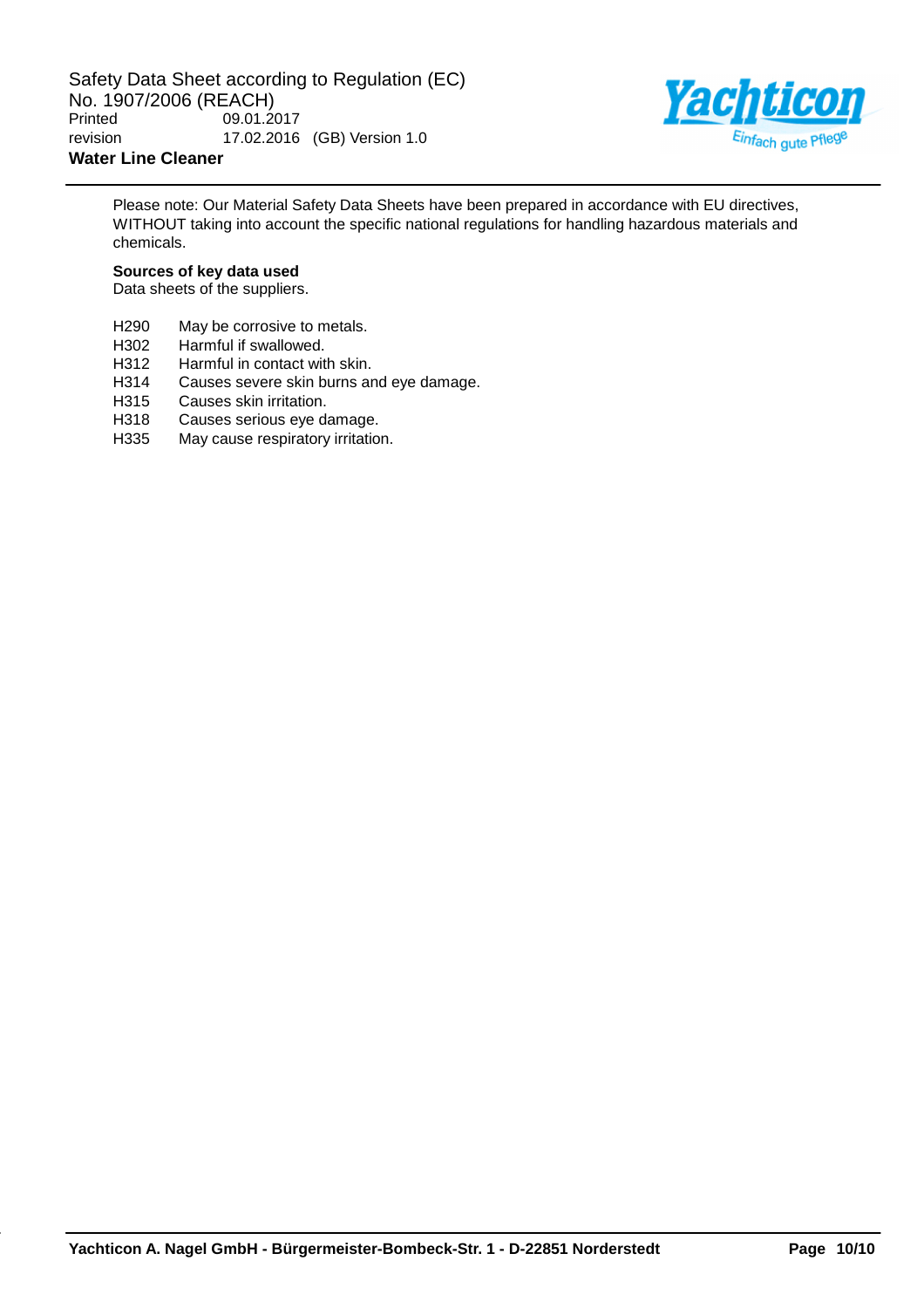Please note: Our Material Safety Data Sheets have been prepared in accordance with EU directives, WITHOUT taking into account the specific national regulations for handling hazardous materials and chemicals.

**Sources of key data used**

Data sheets of the suppliers.

| | |
|---|---|
| H290 | May be corrosive to metals. |
| H302 | Harmful if swallowed. |
| H312 | Harmful in contact with skin. |
| H314 | Causes severe skin burns and eye damage. |
| H315 | Causes skin irritation. |
| H318 | Causes serious eye damage. |
| H335 | May cause respiratory irritation. |